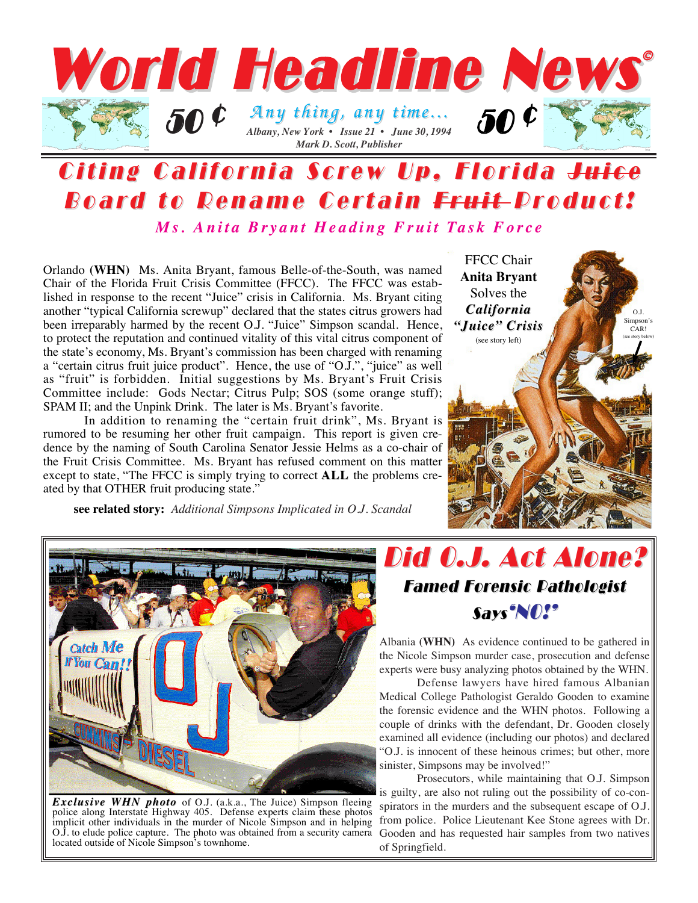# World Headline News©

50 ¢ *Any thing, any time...* 50 ¢

*Albany, New York • Issue 21 • June 30, 1994*

*Mark D. Scott, Publisher*

## Citing California Screw Up, Florida ~~Juice~~ Board to Rename Certain ~~Fruit~~ Product!

### *Ms. Anita Bryant Heading Fruit Task Force*

Orlando **(WHN)** Ms. Anita Bryant, famous Belle-of-the-South, was named Chair of the Florida Fruit Crisis Committee (FFCC). The FFCC was established in response to the recent "Juice" crisis in California. Ms. Bryant citing another "typical California screwup" declared that the states citrus growers had been irreparably harmed by the recent O.J. "Juice" Simpson scandal. Hence, to protect the reputation and continued vitality of this vital citrus component of the state's economy, Ms. Bryant's commission has been charged with renaming a "certain citrus fruit juice product". Hence, the use of "O.J.", "juice" as well as "fruit" is forbidden. Initial suggestions by Ms. Bryant's Fruit Crisis Committee include: Gods Nectar; Citrus Pulp; SOS (some orange stuff); SPAM II; and the Unpink Drink. The later is Ms. Bryant's favorite.

In addition to renaming the "certain fruit drink", Ms. Bryant is rumored to be resuming her other fruit campaign. This report is given credence by the naming of South Carolina Senator Jessie Helms as a co-chair of the Fruit Crisis Committee. Ms. Bryant has refused comment on this matter except to state, "The FFCC is simply trying to correct **ALL** the problems created by that OTHER fruit producing state."

**see related story:** *Additional Simpsons Implicated in O.J. Scandal*

FFCC Chair **Anita Bryant** Solves the ***California "Juice" Crisis*** (see story left)

O.J. Simpson's CAR! (see story below)

*Exclusive WHN photo* of O.J. (a.k.a., The Juice) Simpson fleeing police along Interstate Highway 405. Defense experts claim these photos implicit other individuals in the murder of Nicole Simpson and in helping O.J. to elude police capture. The photo was obtained from a security camera located outside of Nicole Simpson's townhome.

## Did O.J. Act Alone?

### Famed Forensic Pathologist Says "NO!"

Albania **(WHN)** As evidence continued to be gathered in the Nicole Simpson murder case, prosecution and defense experts were busy analyzing photos obtained by the WHN.

Defense lawyers have hired famous Albanian Medical College Pathologist Geraldo Gooden to examine the forensic evidence and the WHN photos. Following a couple of drinks with the defendant, Dr. Gooden closely examined all evidence (including our photos) and declared "O.J. is innocent of these heinous crimes; but other, more sinister, Simpsons may be involved!"

Prosecutors, while maintaining that O.J. Simpson is guilty, are also not ruling out the possibility of co-conspirators in the murders and the subsequent escape of O.J. from police. Police Lieutenant Kee Stone agrees with Dr. Gooden and has requested hair samples from two natives of Springfield.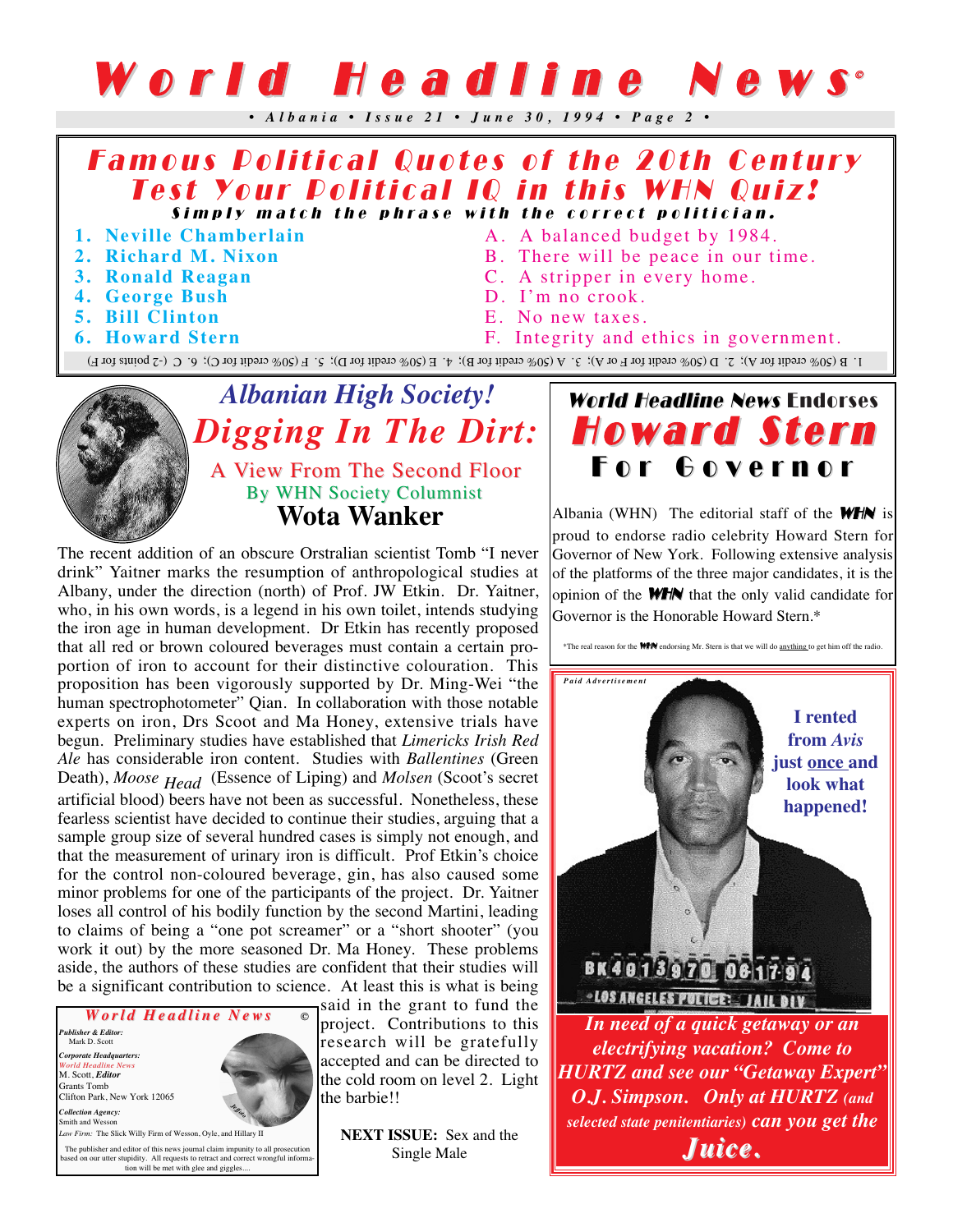# World Headline News©

*• Albania • Issue 21 • June 30, 1994 • Page 2 •*

## Famous Political Quotes of the 20th Century
## Test Your Political IQ in this WHN Quiz!

**Simply match the phrase with the correct politician.**

| | |
|---|---|
| 1. Neville Chamberlain | A. A balanced budget by 1984. |
| 2. Richard M. Nixon | B. There will be peace in our time. |
| 3. Ronald Reagan | C. A stripper in every home. |
| 4. George Bush | D. I'm no crook. |
| 5. Bill Clinton | E. No new taxes. |
| 6. Howard Stern | F. Integrity and ethics in government. |

1. B (50% credit for A); 2. D (50% credit for F or A); 3. A (50% credit for B); 4. E (50% credit for B); 5. F (50% credit for D); 6. C (-2 points for F)

## *Albanian High Society!*
## *Digging In The Dirt:*

### A View From The Second Floor

By WHN Society Columnist

**Wota Wanker**

The recent addition of an obscure Orstralian scientist Tomb "I never drink" Yaitner marks the resumption of anthropological studies at Albany, under the direction (north) of Prof. JW Etkin. Dr. Yaitner, who, in his own words, is a legend in his own toilet, intends studying the iron age in human development. Dr Etkin has recently proposed that all red or brown coloured beverages must contain a certain proportion of iron to account for their distinctive colouration. This proposition has been vigorously supported by Dr. Ming-Wei "the human spectrophotometer" Qian. In collaboration with those notable experts on iron, Drs Scoot and Ma Honey, extensive trials have begun. Preliminary studies have established that *Limericks Irish Red Ale* has considerable iron content. Studies with *Ballentines* (Green Death), *Moose Head* (Essence of Liping) and *Molsen* (Scoot's secret artificial blood) beers have not been as successful. Nonetheless, these fearless scientist have decided to continue their studies, arguing that a sample group size of several hundred cases is simply not enough, and that the measurement of urinary iron is difficult. Prof Etkin's choice for the control non-coloured beverage, gin, has also caused some minor problems for one of the participants of the project. Dr. Yaitner loses all control of his bodily function by the second Martini, leading to claims of being a "one pot screamer" or a "short shooter" (you work it out) by the more seasoned Dr. Ma Honey. These problems aside, the authors of these studies are confident that their studies will be a significant contribution to science. At least this is what is being said in the grant to fund the project. Contributions to this research will be gratefully accepted and can be directed to the cold room on level 2. Light the barbie!!

**World Headline News** ©

*Publisher & Editor:*
Mark D. Scott

*Corporate Headquarters:*
*World Headline News*
M. Scott, *Editor*
Grants Tomb
Clifton Park, New York 12065

*Collection Agency:*
Smith and Wesson

*Law Firm:* The Slick Willy Firm of Wesson, Oyle, and Hillary II

The publisher and editor of this news journal claim impunity to all prosecution based on our utter stupidity. All requests to retract and correct wrongful information will be met with glee and giggles....

**NEXT ISSUE:** Sex and the Single Male

## *World Headline News* Endorses Howard Stern For Governor

Albania (WHN) The editorial staff of the ***WHN*** is proud to endorse radio celebrity Howard Stern for Governor of New York. Following extensive analysis of the platforms of the three major candidates, it is the opinion of the ***WHN*** that the only valid candidate for Governor is the Honorable Howard Stern.*

*The real reason for the ***WHN*** endorsing Mr. Stern is that we will do anything to get him off the radio.

*Paid Advertisement*

**I rented from *Avis* just once and look what happened!**

BK 4013970 061794
LOS ANGELES POLICE: JAIL DIV

***In need of a quick getaway or an electrifying vacation? Come to HURTZ and see our "Getaway Expert" O.J. Simpson. Only at HURTZ (and selected state penitentiaries) can you get the Juice.***